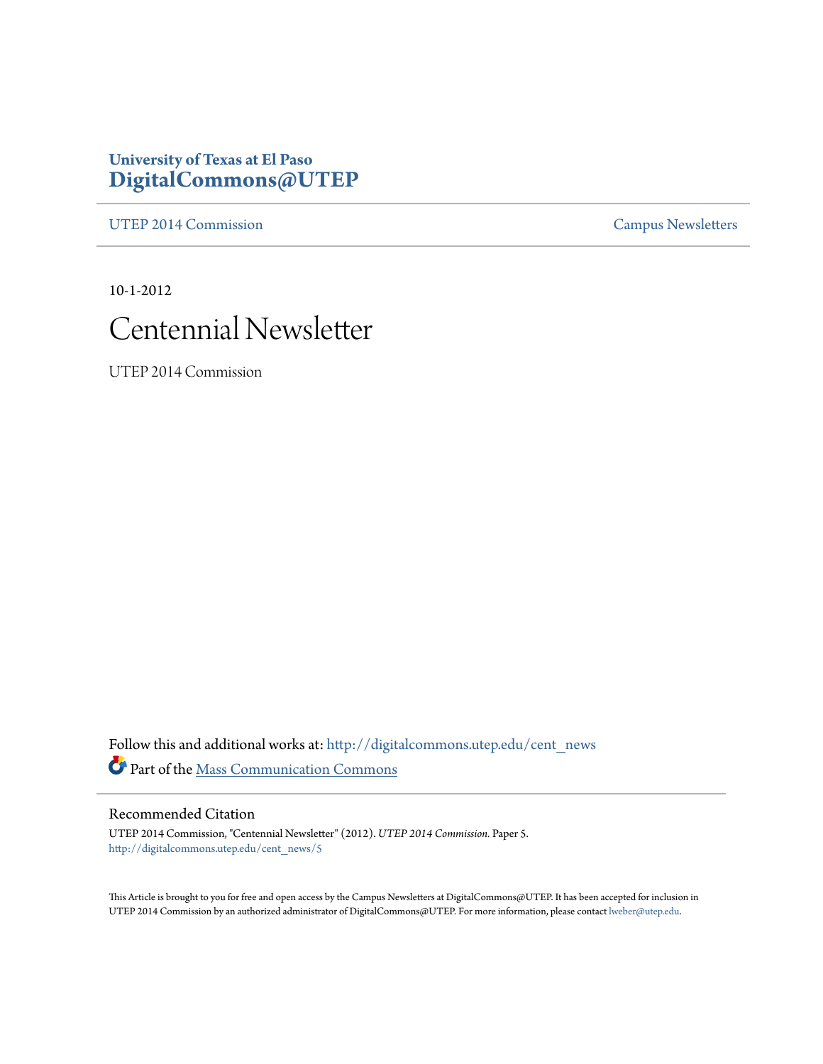**University of Texas at El Paso**
**DigitalCommons@UTEP**

UTEP 2014 Commission | Campus Newsletters

10-1-2012

# Centennial Newsletter

UTEP 2014 Commission

Follow this and additional works at: http://digitalcommons.utep.edu/cent_news

Part of the Mass Communication Commons

## Recommended Citation

UTEP 2014 Commission, "Centennial Newsletter" (2012). *UTEP 2014 Commission.* Paper 5.
http://digitalcommons.utep.edu/cent_news/5

This Article is brought to you for free and open access by the Campus Newsletters at DigitalCommons@UTEP. It has been accepted for inclusion in UTEP 2014 Commission by an authorized administrator of DigitalCommons@UTEP. For more information, please contact lweber@utep.edu.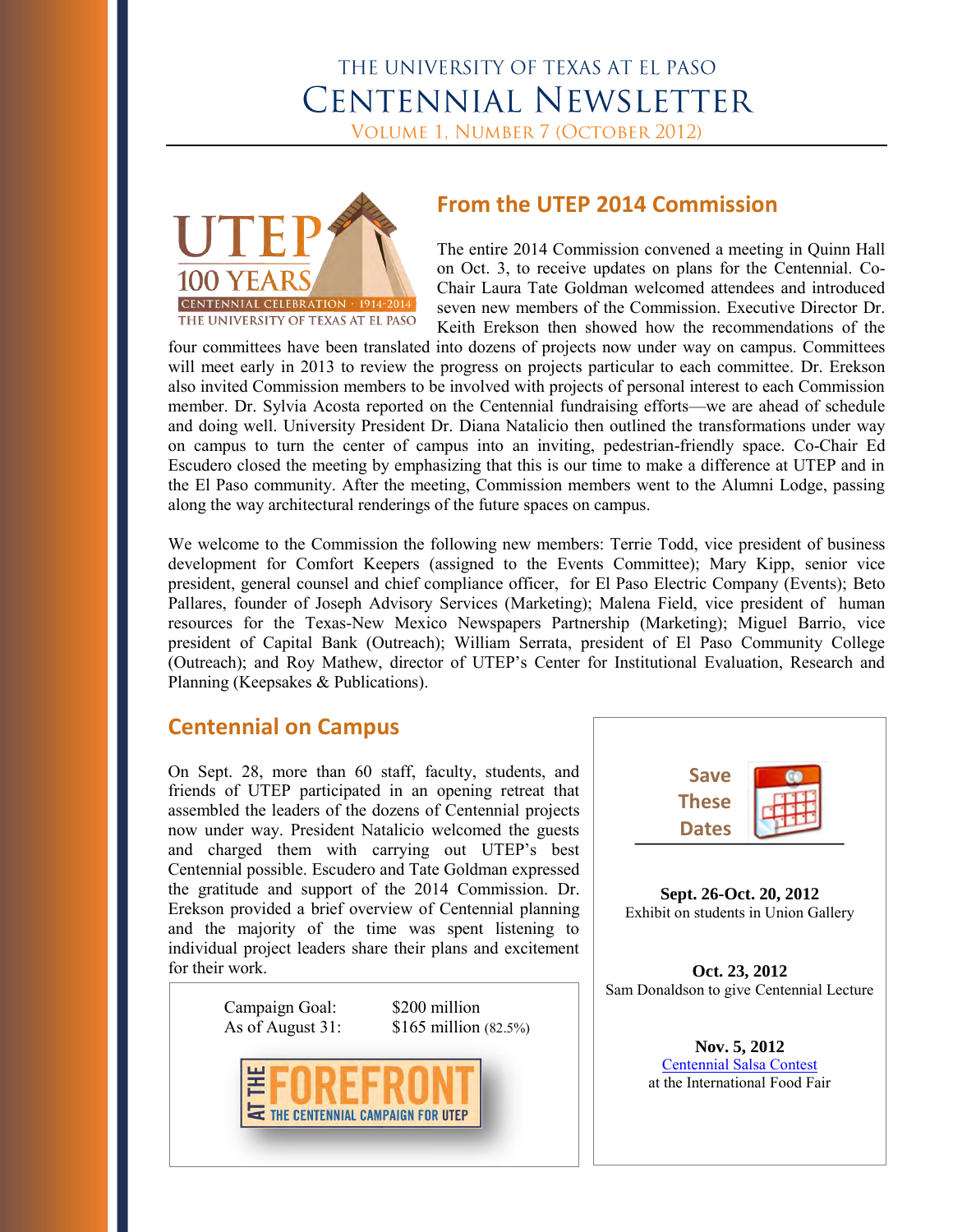# THE UNIVERSITY OF TEXAS AT EL PASO
# CENTENNIAL NEWSLETTER

VOLUME 1, NUMBER 7 (OCTOBER 2012)

UTEP 100 YEARS CENTENNIAL CELEBRATION · 1914-2014 THE UNIVERSITY OF TEXAS AT EL PASO

## From the UTEP 2014 Commission

The entire 2014 Commission convened a meeting in Quinn Hall on Oct. 3, to receive updates on plans for the Centennial. Co-Chair Laura Tate Goldman welcomed attendees and introduced seven new members of the Commission. Executive Director Dr. Keith Erekson then showed how the recommendations of the four committees have been translated into dozens of projects now under way on campus. Committees will meet early in 2013 to review the progress on projects particular to each committee. Dr. Erekson also invited Commission members to be involved with projects of personal interest to each Commission member. Dr. Sylvia Acosta reported on the Centennial fundraising efforts—we are ahead of schedule and doing well. University President Dr. Diana Natalicio then outlined the transformations under way on campus to turn the center of campus into an inviting, pedestrian-friendly space. Co-Chair Ed Escudero closed the meeting by emphasizing that this is our time to make a difference at UTEP and in the El Paso community. After the meeting, Commission members went to the Alumni Lodge, passing along the way architectural renderings of the future spaces on campus.

We welcome to the Commission the following new members: Terrie Todd, vice president of business development for Comfort Keepers (assigned to the Events Committee); Mary Kipp, senior vice president, general counsel and chief compliance officer, for El Paso Electric Company (Events); Beto Pallares, founder of Joseph Advisory Services (Marketing); Malena Field, vice president of human resources for the Texas-New Mexico Newspapers Partnership (Marketing); Miguel Barrio, vice president of Capital Bank (Outreach); William Serrata, president of El Paso Community College (Outreach); and Roy Mathew, director of UTEP's Center for Institutional Evaluation, Research and Planning (Keepsakes & Publications).

## Centennial on Campus

On Sept. 28, more than 60 staff, faculty, students, and friends of UTEP participated in an opening retreat that assembled the leaders of the dozens of Centennial projects now under way. President Natalicio welcomed the guests and charged them with carrying out UTEP's best Centennial possible. Escudero and Tate Goldman expressed the gratitude and support of the 2014 Commission. Dr. Erekson provided a brief overview of Centennial planning and the majority of the time was spent listening to individual project leaders share their plans and excitement for their work.

| | |
|---|---|
| Campaign Goal: | $200 million |
| As of August 31: | $165 million (82.5%) |

AT THE FOREFRONT — THE CENTENNIAL CAMPAIGN FOR UTEP

### Save These Dates

**Sept. 26-Oct. 20, 2012**
Exhibit on students in Union Gallery

**Oct. 23, 2012**
Sam Donaldson to give Centennial Lecture

**Nov. 5, 2012**
Centennial Salsa Contest
at the International Food Fair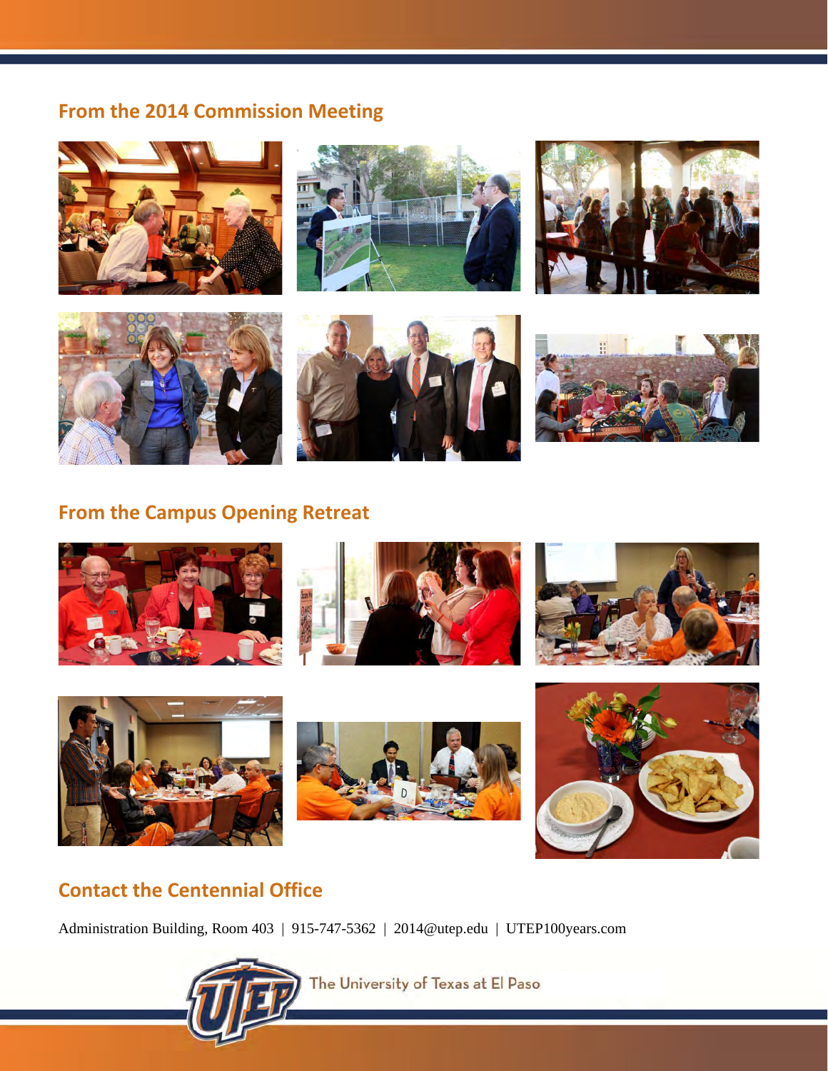## From the 2014 Commission Meeting

## From the Campus Opening Retreat

## Contact the Centennial Office

Administration Building, Room 403 | 915-747-5362 | 2014@utep.edu | UTEP100years.com

The University of Texas at El Paso